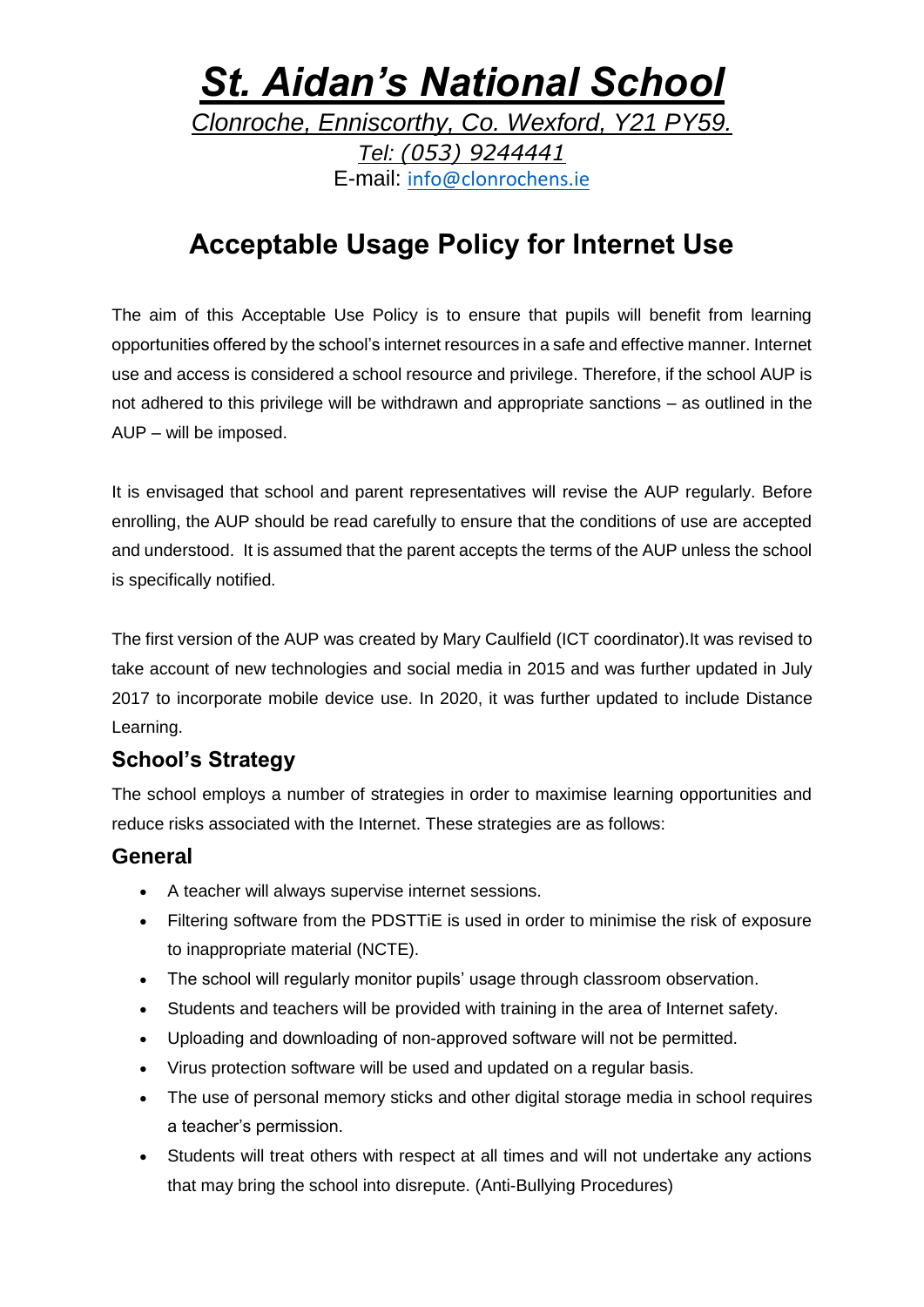# ***St. Aidan's National School***

*Clonroche, Enniscorthy, Co. Wexford, Y21 PY59.*

*Tel: (053) 9244441*

E-mail: info@clonrochens.ie

## Acceptable Usage Policy for Internet Use

The aim of this Acceptable Use Policy is to ensure that pupils will benefit from learning opportunities offered by the school's internet resources in a safe and effective manner. Internet use and access is considered a school resource and privilege. Therefore, if the school AUP is not adhered to this privilege will be withdrawn and appropriate sanctions – as outlined in the AUP – will be imposed.

It is envisaged that school and parent representatives will revise the AUP regularly. Before enrolling, the AUP should be read carefully to ensure that the conditions of use are accepted and understood. It is assumed that the parent accepts the terms of the AUP unless the school is specifically notified.

The first version of the AUP was created by Mary Caulfield (ICT coordinator).It was revised to take account of new technologies and social media in 2015 and was further updated in July 2017 to incorporate mobile device use. In 2020, it was further updated to include Distance Learning.

### School's Strategy

The school employs a number of strategies in order to maximise learning opportunities and reduce risks associated with the Internet. These strategies are as follows:

### General

- A teacher will always supervise internet sessions.
- Filtering software from the PDSTTiE is used in order to minimise the risk of exposure to inappropriate material (NCTE).
- The school will regularly monitor pupils' usage through classroom observation.
- Students and teachers will be provided with training in the area of Internet safety.
- Uploading and downloading of non-approved software will not be permitted.
- Virus protection software will be used and updated on a regular basis.
- The use of personal memory sticks and other digital storage media in school requires a teacher's permission.
- Students will treat others with respect at all times and will not undertake any actions that may bring the school into disrepute. (Anti-Bullying Procedures)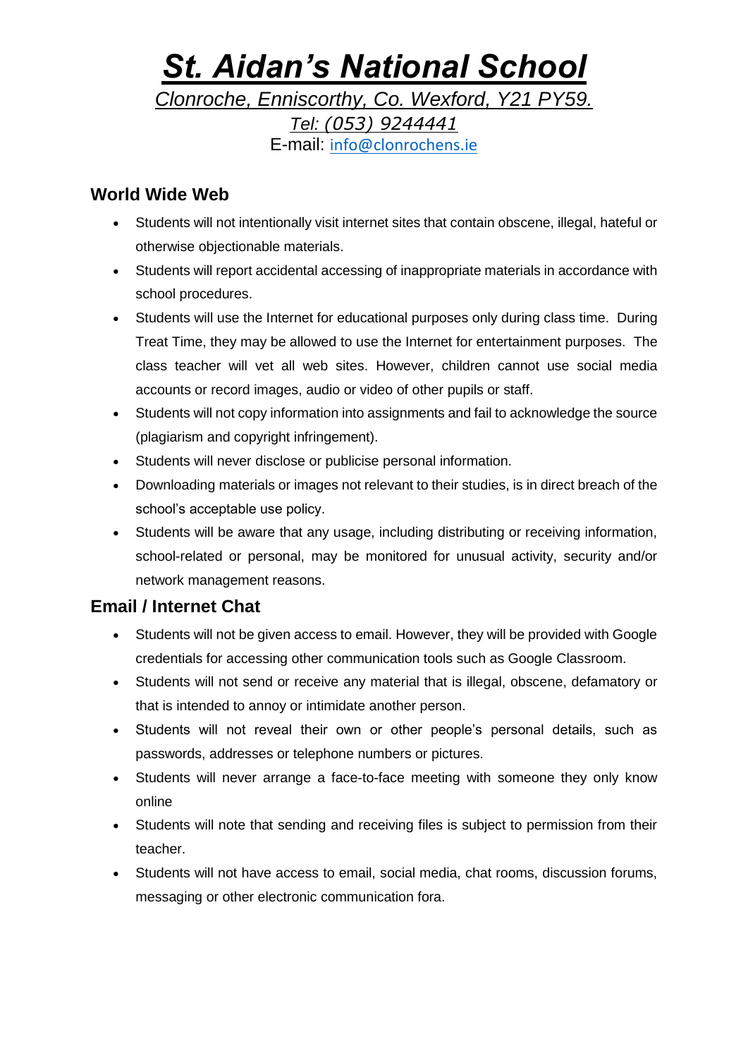# *St. Aidan's National School*

*Clonroche, Enniscorthy, Co. Wexford, Y21 PY59.*

*Tel: (053) 9244441*

E-mail: info@clonrochens.ie

## World Wide Web

- Students will not intentionally visit internet sites that contain obscene, illegal, hateful or otherwise objectionable materials.
- Students will report accidental accessing of inappropriate materials in accordance with school procedures.
- Students will use the Internet for educational purposes only during class time. During Treat Time, they may be allowed to use the Internet for entertainment purposes. The class teacher will vet all web sites. However, children cannot use social media accounts or record images, audio or video of other pupils or staff.
- Students will not copy information into assignments and fail to acknowledge the source (plagiarism and copyright infringement).
- Students will never disclose or publicise personal information.
- Downloading materials or images not relevant to their studies, is in direct breach of the school's acceptable use policy.
- Students will be aware that any usage, including distributing or receiving information, school-related or personal, may be monitored for unusual activity, security and/or network management reasons.

## Email / Internet Chat

- Students will not be given access to email. However, they will be provided with Google credentials for accessing other communication tools such as Google Classroom.
- Students will not send or receive any material that is illegal, obscene, defamatory or that is intended to annoy or intimidate another person.
- Students will not reveal their own or other people's personal details, such as passwords, addresses or telephone numbers or pictures.
- Students will never arrange a face-to-face meeting with someone they only know online
- Students will note that sending and receiving files is subject to permission from their teacher.
- Students will not have access to email, social media, chat rooms, discussion forums, messaging or other electronic communication fora.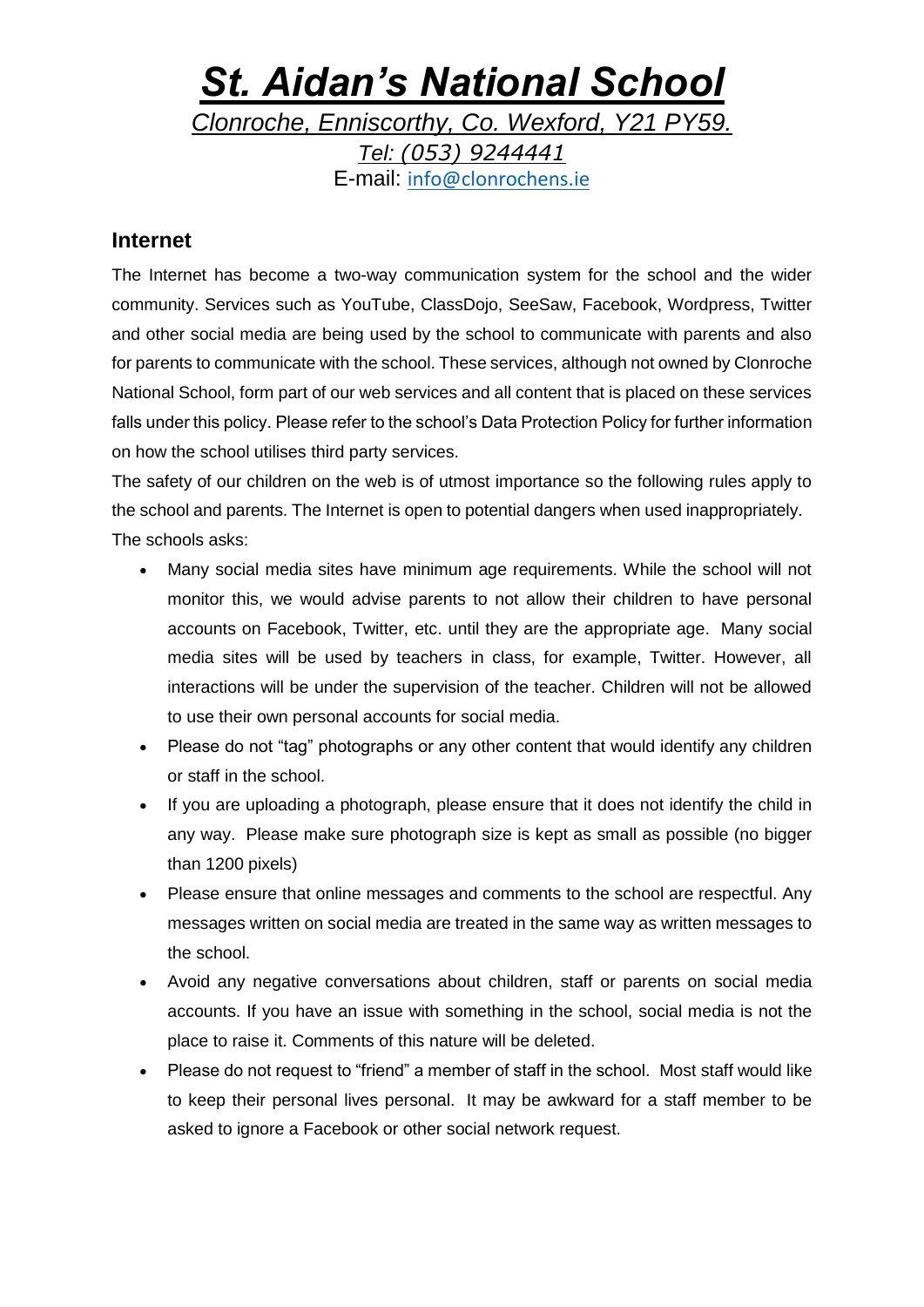# ***St. Aidan's National School***

*Clonroche, Enniscorthy, Co. Wexford, Y21 PY59.*

*Tel: (053) 9244441*

E-mail: info@clonrochens.ie

## Internet

The Internet has become a two-way communication system for the school and the wider community. Services such as YouTube, ClassDojo, SeeSaw, Facebook, Wordpress, Twitter and other social media are being used by the school to communicate with parents and also for parents to communicate with the school. These services, although not owned by Clonroche National School, form part of our web services and all content that is placed on these services falls under this policy. Please refer to the school's Data Protection Policy for further information on how the school utilises third party services.

The safety of our children on the web is of utmost importance so the following rules apply to the school and parents. The Internet is open to potential dangers when used inappropriately.

The schools asks:

- Many social media sites have minimum age requirements. While the school will not monitor this, we would advise parents to not allow their children to have personal accounts on Facebook, Twitter, etc. until they are the appropriate age. Many social media sites will be used by teachers in class, for example, Twitter. However, all interactions will be under the supervision of the teacher. Children will not be allowed to use their own personal accounts for social media.
- Please do not "tag" photographs or any other content that would identify any children or staff in the school.
- If you are uploading a photograph, please ensure that it does not identify the child in any way. Please make sure photograph size is kept as small as possible (no bigger than 1200 pixels)
- Please ensure that online messages and comments to the school are respectful. Any messages written on social media are treated in the same way as written messages to the school.
- Avoid any negative conversations about children, staff or parents on social media accounts. If you have an issue with something in the school, social media is not the place to raise it. Comments of this nature will be deleted.
- Please do not request to "friend" a member of staff in the school. Most staff would like to keep their personal lives personal. It may be awkward for a staff member to be asked to ignore a Facebook or other social network request.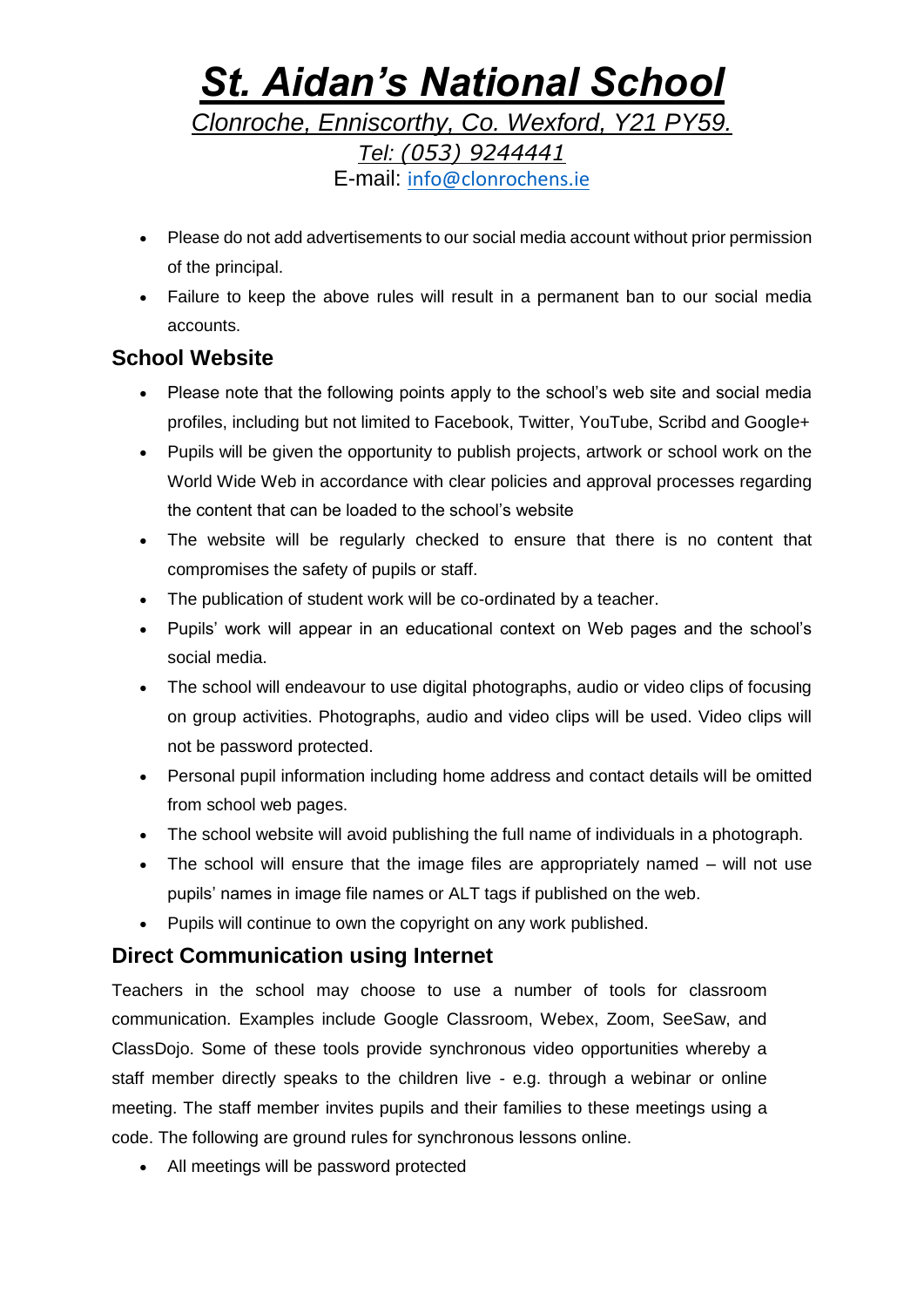- Please do not add advertisements to our social media account without prior permission of the principal.
- Failure to keep the above rules will result in a permanent ban to our social media accounts.

## School Website

- Please note that the following points apply to the school's web site and social media profiles, including but not limited to Facebook, Twitter, YouTube, Scribd and Google+
- Pupils will be given the opportunity to publish projects, artwork or school work on the World Wide Web in accordance with clear policies and approval processes regarding the content that can be loaded to the school's website
- The website will be regularly checked to ensure that there is no content that compromises the safety of pupils or staff.
- The publication of student work will be co-ordinated by a teacher.
- Pupils' work will appear in an educational context on Web pages and the school's social media.
- The school will endeavour to use digital photographs, audio or video clips of focusing on group activities. Photographs, audio and video clips will be used. Video clips will not be password protected.
- Personal pupil information including home address and contact details will be omitted from school web pages.
- The school website will avoid publishing the full name of individuals in a photograph.
- The school will ensure that the image files are appropriately named – will not use pupils' names in image file names or ALT tags if published on the web.
- Pupils will continue to own the copyright on any work published.

## Direct Communication using Internet

Teachers in the school may choose to use a number of tools for classroom communication. Examples include Google Classroom, Webex, Zoom, SeeSaw, and ClassDojo. Some of these tools provide synchronous video opportunities whereby a staff member directly speaks to the children live - e.g. through a webinar or online meeting. The staff member invites pupils and their families to these meetings using a code. The following are ground rules for synchronous lessons online.

- All meetings will be password protected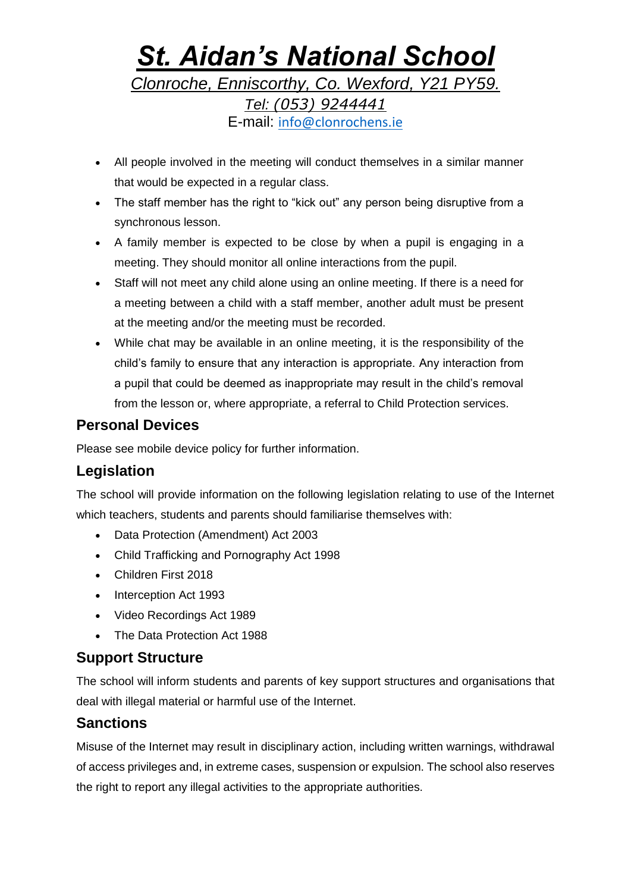- All people involved in the meeting will conduct themselves in a similar manner that would be expected in a regular class.
- The staff member has the right to "kick out" any person being disruptive from a synchronous lesson.
- A family member is expected to be close by when a pupil is engaging in a meeting. They should monitor all online interactions from the pupil.
- Staff will not meet any child alone using an online meeting. If there is a need for a meeting between a child with a staff member, another adult must be present at the meeting and/or the meeting must be recorded.
- While chat may be available in an online meeting, it is the responsibility of the child's family to ensure that any interaction is appropriate. Any interaction from a pupil that could be deemed as inappropriate may result in the child's removal from the lesson or, where appropriate, a referral to Child Protection services.

## Personal Devices

Please see mobile device policy for further information.

## Legislation

The school will provide information on the following legislation relating to use of the Internet which teachers, students and parents should familiarise themselves with:

- Data Protection (Amendment) Act 2003
- Child Trafficking and Pornography Act 1998
- Children First 2018
- Interception Act 1993
- Video Recordings Act 1989
- The Data Protection Act 1988

## Support Structure

The school will inform students and parents of key support structures and organisations that deal with illegal material or harmful use of the Internet.

## Sanctions

Misuse of the Internet may result in disciplinary action, including written warnings, withdrawal of access privileges and, in extreme cases, suspension or expulsion. The school also reserves the right to report any illegal activities to the appropriate authorities.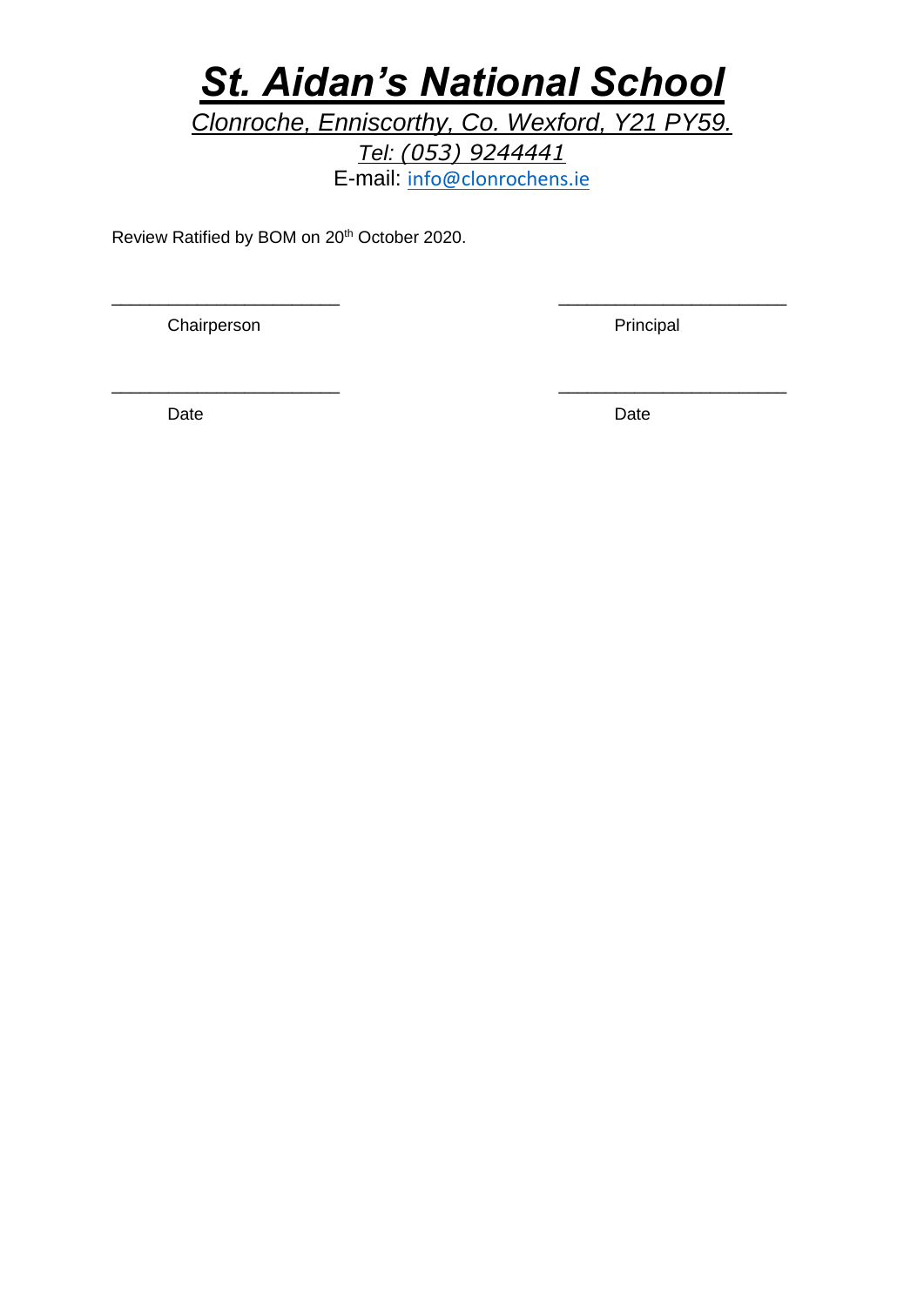# ***St. Aidan's National School***

*Clonroche, Enniscorthy, Co. Wexford, Y21 PY59.*

*Tel: (053) 9244441*

E-mail: info@clonrochens.ie

Review Ratified by BOM on 20th October 2020.

\_\_\_\_\_\_\_\_\_\_\_\_\_\_\_\_\_\_\_\_\_\_\_\_ \_\_\_\_\_\_\_\_\_\_\_\_\_\_\_\_\_\_\_\_\_\_\_\_

Chairperson Principal

\_\_\_\_\_\_\_\_\_\_\_\_\_\_\_\_\_\_\_\_\_\_\_\_ \_\_\_\_\_\_\_\_\_\_\_\_\_\_\_\_\_\_\_\_\_\_\_\_

Date Date